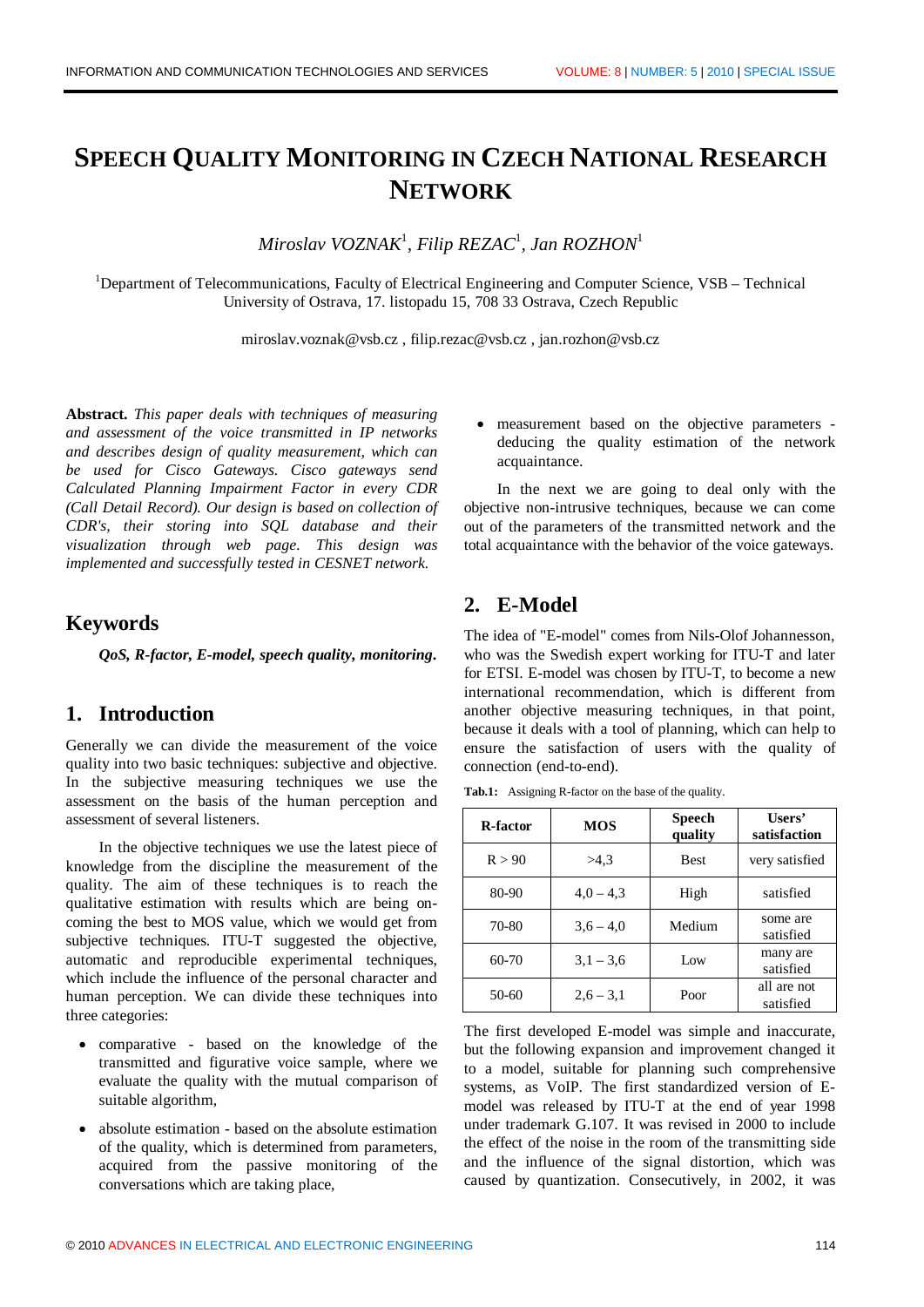# SPEECH QUALITY MONITORING IN CZECH NATIONAL RESEARCH NETWORK

*Miroslav VOZNAK*[1], *Filip REZAC*[1], *Jan ROZHON*[1]

[1]Department of Telecommunications, Faculty of Electrical Engineering and Computer Science, VSB – Technical University of Ostrava, 17. listopadu 15, 708 33 Ostrava, Czech Republic

miroslav.voznak@vsb.cz , filip.rezac@vsb.cz , jan.rozhon@vsb.cz

**Abstract.** *This paper deals with techniques of measuring and assessment of the voice transmitted in IP networks and describes design of quality measurement, which can be used for Cisco Gateways. Cisco gateways send Calculated Planning Impairment Factor in every CDR (Call Detail Record). Our design is based on collection of CDR's, their storing into SQL database and their visualization through web page. This design was implemented and successfully tested in CESNET network.*

## Keywords

***QoS, R-factor, E-model, speech quality, monitoring.***

## 1. Introduction

Generally we can divide the measurement of the voice quality into two basic techniques: subjective and objective. In the subjective measuring techniques we use the assessment on the basis of the human perception and assessment of several listeners.

In the objective techniques we use the latest piece of knowledge from the discipline the measurement of the quality. The aim of these techniques is to reach the qualitative estimation with results which are being on-coming the best to MOS value, which we would get from subjective techniques. ITU-T suggested the objective, automatic and reproducible experimental techniques, which include the influence of the personal character and human perception. We can divide these techniques into three categories:

- comparative - based on the knowledge of the transmitted and figurative voice sample, where we evaluate the quality with the mutual comparison of suitable algorithm,
- absolute estimation - based on the absolute estimation of the quality, which is determined from parameters, acquired from the passive monitoring of the conversations which are taking place,
- measurement based on the objective parameters - deducing the quality estimation of the network acquaintance.

In the next we are going to deal only with the objective non-intrusive techniques, because we can come out of the parameters of the transmitted network and the total acquaintance with the behavior of the voice gateways.

## 2. E-Model

The idea of "E-model" comes from Nils-Olof Johannesson, who was the Swedish expert working for ITU-T and later for ETSI. E-model was chosen by ITU-T, to become a new international recommendation, which is different from another objective measuring techniques, in that point, because it deals with a tool of planning, which can help to ensure the satisfaction of users with the quality of connection (end-to-end).

**Tab.1:** Assigning R-factor on the base of the quality.

| R-factor | MOS | Speech quality | Users' satisfaction |
|---|---|---|---|
| R > 90 | >4,3 | Best | very satisfied |
| 80-90 | 4,0 – 4,3 | High | satisfied |
| 70-80 | 3,6 – 4,0 | Medium | some are satisfied |
| 60-70 | 3,1 – 3,6 | Low | many are satisfied |
| 50-60 | 2,6 – 3,1 | Poor | all are not satisfied |

The first developed E-model was simple and inaccurate, but the following expansion and improvement changed it to a model, suitable for planning such comprehensive systems, as VoIP. The first standardized version of E-model was released by ITU-T at the end of year 1998 under trademark G.107. It was revised in 2000 to include the effect of the noise in the room of the transmitting side and the influence of the signal distortion, which was caused by quantization. Consecutively, in 2002, it was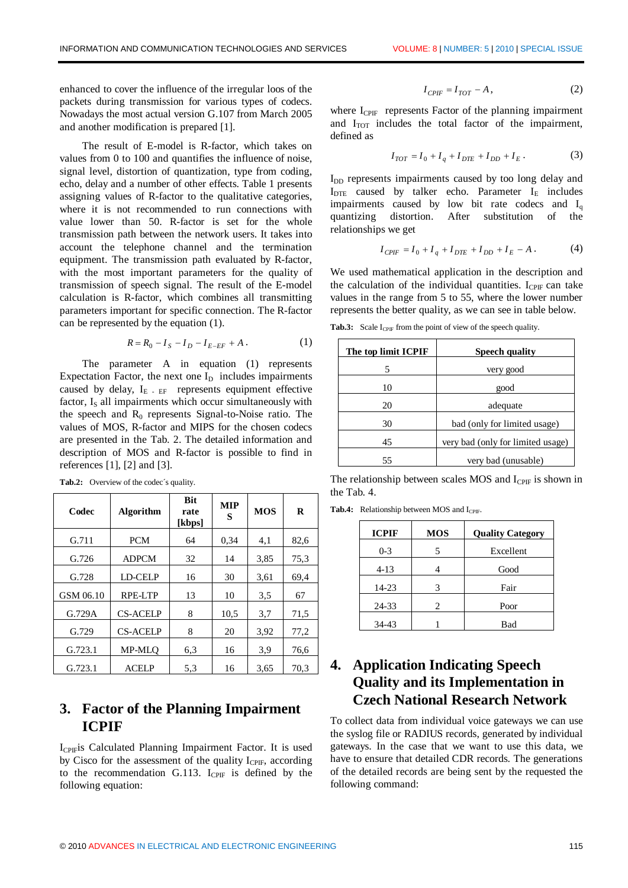enhanced to cover the influence of the irregular loos of the packets during transmission for various types of codecs. Nowadays the most actual version G.107 from March 2005 and another modification is prepared [1].

The result of E-model is R-factor, which takes on values from 0 to 100 and quantifies the influence of noise, signal level, distortion of quantization, type from coding, echo, delay and a number of other effects. Table 1 presents assigning values of R-factor to the qualitative categories, where it is not recommended to run connections with value lower than 50. R-factor is set for the whole transmission path between the network users. It takes into account the telephone channel and the termination equipment. The transmission path evaluated by R-factor, with the most important parameters for the quality of transmission of speech signal. The result of the E-model calculation is R-factor, which combines all transmitting parameters important for specific connection. The R-factor can be represented by the equation (1).

$$R = R_0 - I_S - I_D - I_{E-EF} + A. \qquad (1)$$

The parameter A in equation (1) represents Expectation Factor, the next one $I_D$ includes impairments caused by delay, $I_{E-EF}$ represents equipment effective factor, $I_S$ all impairments which occur simultaneously with the speech and $R_0$ represents Signal-to-Noise ratio. The values of MOS, R-factor and MIPS for the chosen codecs are presented in the Tab. 2. The detailed information and description of MOS and R-factor is possible to find in references [1], [2] and [3].

**Tab.2:** Overview of the codec´s quality.

| Codec | Algorithm | Bit rate [kbps] | MIPS | MOS | R |
|---|---|---|---|---|---|
| G.711 | PCM | 64 | 0,34 | 4,1 | 82,6 |
| G.726 | ADPCM | 32 | 14 | 3,85 | 75,3 |
| G.728 | LD-CELP | 16 | 30 | 3,61 | 69,4 |
| GSM 06.10 | RPE-LTP | 13 | 10 | 3,5 | 67 |
| G.729A | CS-ACELP | 8 | 10,5 | 3,7 | 71,5 |
| G.729 | CS-ACELP | 8 | 20 | 3,92 | 77,2 |
| G.723.1 | MP-MLQ | 6,3 | 16 | 3,9 | 76,6 |
| G.723.1 | ACELP | 5,3 | 16 | 3,65 | 70,3 |

## 3. Factor of the Planning Impairment ICPIF

$I_{CPIF}$ is Calculated Planning Impairment Factor. It is used by Cisco for the assessment of the quality $I_{CPIF}$, according to the recommendation G.113. $I_{CPIF}$ is defined by the following equation:

$$I_{CPIF} = I_{TOT} - A, \qquad (2)$$

where $I_{CPIF}$ represents Factor of the planning impairment and $I_{TOT}$ includes the total factor of the impairment, defined as

$$I_{TOT} = I_0 + I_q + I_{DTE} + I_{DD} + I_E. \qquad (3)$$

$I_{DD}$ represents impairments caused by too long delay and $I_{DTE}$ caused by talker echo. Parameter $I_E$ includes impairments caused by low bit rate codecs and $I_q$ quantizing distortion. After substitution of the relationships we get

$$I_{CPIF} = I_0 + I_q + I_{DTE} + I_{DD} + I_E - A. \qquad (4)$$

We used mathematical application in the description and the calculation of the individual quantities. $I_{CPIF}$ can take values in the range from 5 to 55, where the lower number represents the better quality, as we can see in table below.

**Tab.3:** Scale $I_{CPIF}$ from the point of view of the speech quality.

| The top limit ICPIF | Speech quality |
|---|---|
| 5 | very good |
| 10 | good |
| 20 | adequate |
| 30 | bad (only for limited usage) |
| 45 | very bad (only for limited usage) |
| 55 | very bad (unusable) |

The relationship between scales MOS and $I_{CPIF}$ is shown in the Tab. 4.

**Tab.4:** Relationship between MOS and $I_{CPIF}$.

| ICPIF | MOS | Quality Category |
|---|---|---|
| 0-3 | 5 | Excellent |
| 4-13 | 4 | Good |
| 14-23 | 3 | Fair |
| 24-33 | 2 | Poor |
| 34-43 | 1 | Bad |

## 4. Application Indicating Speech Quality and its Implementation in Czech National Research Network

To collect data from individual voice gateways we can use the syslog file or RADIUS records, generated by individual gateways. In the case that we want to use this data, we have to ensure that detailed CDR records. The generations of the detailed records are being sent by the requested the following command: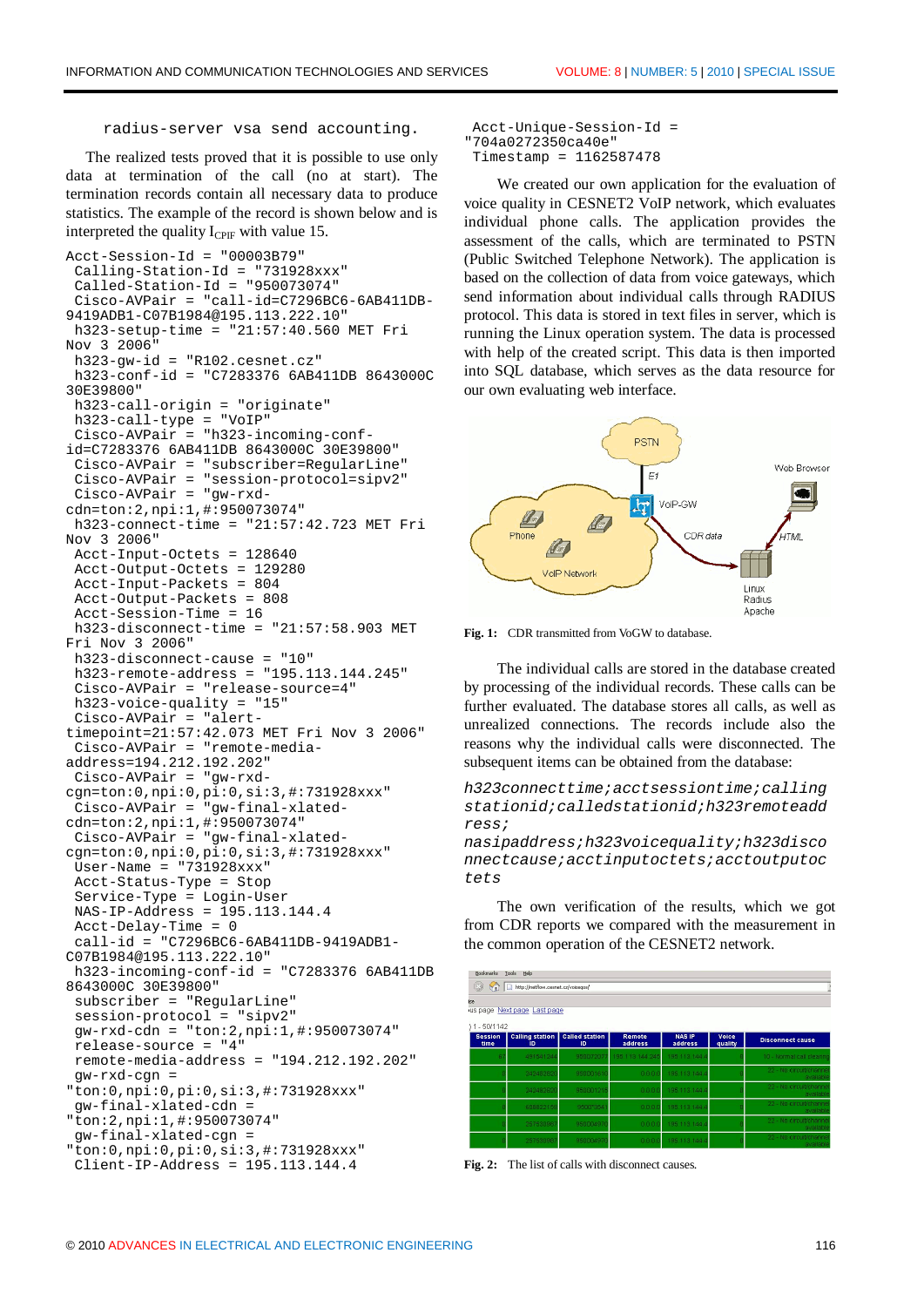```
radius-server vsa send accounting.
```

The realized tests proved that it is possible to use only data at termination of the call (no at start). The termination records contain all necessary data to produce statistics. The example of the record is shown below and is interpreted the quality $I_{CPIF}$ with value 15.

```
Acct-Session-Id = "00003B79"
 Calling-Station-Id = "731928xxx"
 Called-Station-Id = "950073074"
 Cisco-AVPair = "call-id=C7296BC6-6AB411DB-9419ADB1-C07B1984@195.113.222.10"
 h323-setup-time = "21:57:40.560 MET Fri Nov 3 2006"
 h323-gw-id = "R102.cesnet.cz"
 h323-conf-id = "C7283376 6AB411DB 8643000C 30E39800"
 h323-call-origin = "originate"
 h323-call-type = "VoIP"
 Cisco-AVPair = "h323-incoming-conf-id=C7283376 6AB411DB 8643000C 30E39800"
 Cisco-AVPair = "subscriber=RegularLine"
 Cisco-AVPair = "session-protocol=sipv2"
 Cisco-AVPair = "gw-rxd-cdn=ton:2,npi:1,#:950073074"
 h323-connect-time = "21:57:42.723 MET Fri Nov 3 2006"
 Acct-Input-Octets = 128640
 Acct-Output-Octets = 129280
 Acct-Input-Packets = 804
 Acct-Output-Packets = 808
 Acct-Session-Time = 16
 h323-disconnect-time = "21:57:58.903 MET Fri Nov 3 2006"
 h323-disconnect-cause = "10"
 h323-remote-address = "195.113.144.245"
 Cisco-AVPair = "release-source=4"
 h323-voice-quality = "15"
 Cisco-AVPair = "alert-timepoint=21:57:42.073 MET Fri Nov 3 2006"
 Cisco-AVPair = "remote-media-address=194.212.192.202"
 Cisco-AVPair = "gw-rxd-cgn=ton:0,npi:0,pi:0,si:3,#:731928xxx"
 Cisco-AVPair = "gw-final-xlated-cdn=ton:2,npi:1,#:950073074"
 Cisco-AVPair = "gw-final-xlated-cgn=ton:0,npi:0,pi:0,si:3,#:731928xxx"
 User-Name = "731928xxx"
 Acct-Status-Type = Stop
 Service-Type = Login-User
 NAS-IP-Address = 195.113.144.4
 Acct-Delay-Time = 0
 call-id = "C7296BC6-6AB411DB-9419ADB1-C07B1984@195.113.222.10"
 h323-incoming-conf-id = "C7283376 6AB411DB 8643000C 30E39800"
 subscriber = "RegularLine"
 session-protocol = "sipv2"
 gw-rxd-cdn = "ton:2,npi:1,#:950073074"
 release-source = "4"
 remote-media-address = "194.212.192.202"
 gw-rxd-cgn = "ton:0,npi:0,pi:0,si:3,#:731928xxx"
 gw-final-xlated-cdn = "ton:2,npi:1,#:950073074"
 gw-final-xlated-cgn = "ton:0,npi:0,pi:0,si:3,#:731928xxx"
 Client-IP-Address = 195.113.144.4
 Acct-Unique-Session-Id = "704a0272350ca40e"
 Timestamp = 1162587478
```

We created our own application for the evaluation of voice quality in CESNET2 VoIP network, which evaluates individual phone calls. The application provides the assessment of the calls, which are terminated to PSTN (Public Switched Telephone Network). The application is based on the collection of data from voice gateways, which send information about individual calls through RADIUS protocol. This data is stored in text files in server, which is running the Linux operation system. The data is processed with help of the created script. This data is then imported into SQL database, which serves as the data resource for our own evaluating web interface.

PSTN
E1
VoIP-GW
Web Browser
Phone
CDR data
HTML
VoIP Network
Linux
Radius
Apache

**Fig. 1:** CDR transmitted from VoGW to database.

The individual calls are stored in the database created by processing of the individual records. These calls can be further evaluated. The database stores all calls, as well as unrealized connections. The records include also the reasons why the individual calls were disconnected. The subsequent items can be obtained from the database:

*h323connecttime;acctsessiontime;callingstationid;calledstationid;h323remoteaddress;*
*nasipaddress;h323voicequality;h323disconnectcause;acctinputoctets;acctoutputoctets*

The own verification of the results, which we got from CDR reports we compared with the measurement in the common operation of the CESNET2 network.

**Fig. 2:** The list of calls with disconnect causes.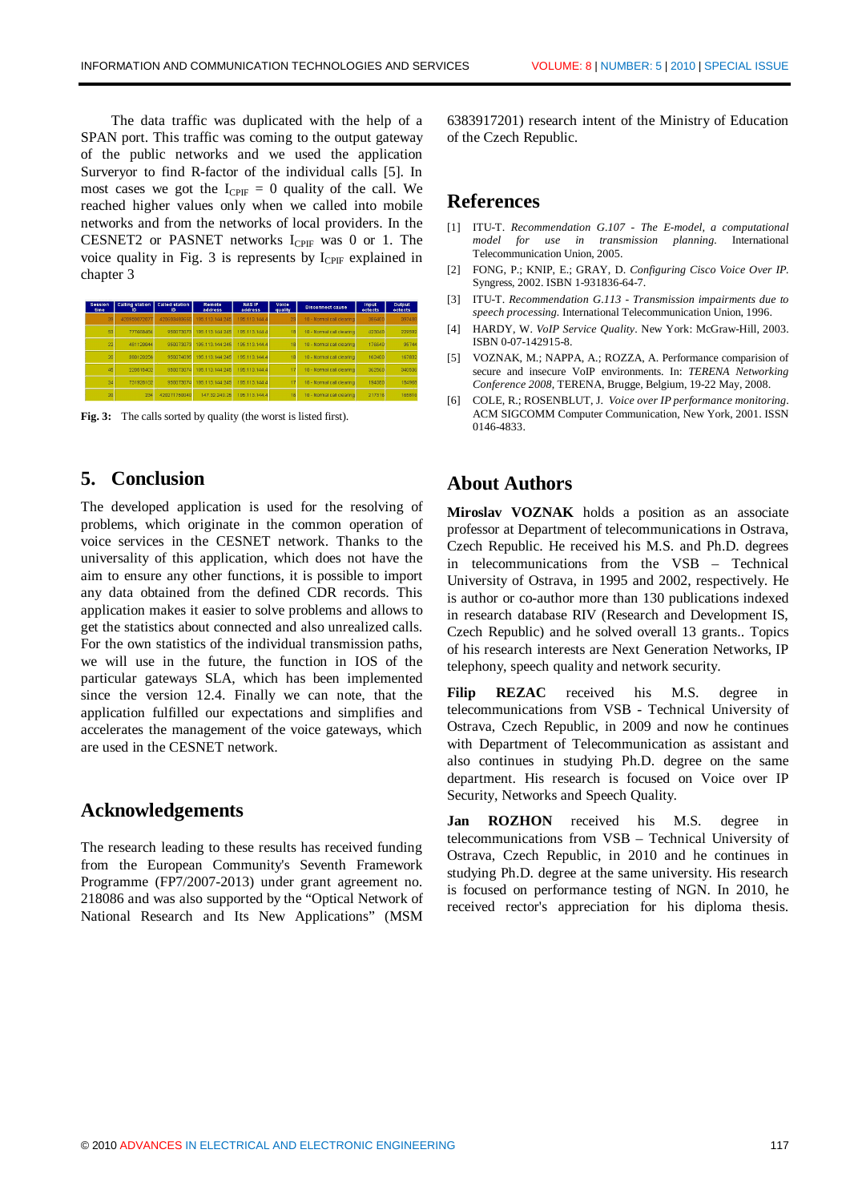The data traffic was duplicated with the help of a SPAN port. This traffic was coming to the output gateway of the public networks and we used the application Surveryor to find R-factor of the individual calls [5]. In most cases we got the $I_{CPIF} = 0$ quality of the call. We reached higher values only when we called into mobile networks and from the networks of local providers. In the CESNET2 or PASNET networks $I_{CPIF}$ was 0 or 1. The voice quality in Fig. 3 is represents by $I_{CPIF}$ explained in chapter 3

| Session time | Calling station ID | Called station ID | Remote address | NAS IP address | Voice quality | Disconnect cause | Input octets | Output octets |
|---|---|---|---|---|---|---|---|---|
| 38 | 420596073077 | 420596489692 | 195.113.144.245 | 195.113.144.4 | 20 | 10 - Normal call clearing | 395400 | 397480 |
| 53 | 776606484 | 950073073 | 195.113.144.245 | 195.113.144.4 | 18 | 10 - Normal call clearing | 635040 | 229592 |
| 22 | 461120644 | 950073073 | 195.113.144.245 | 195.113.144.4 | 18 | 10 - Normal call clearing | 176640 | 95744 |
| 19 | 380120256 | 950074095 | 195.113.144.245 | 195.113.144.4 | 18 | 10 - Normal call clearing | 162400 | 167832 |
| 45 | 228616402 | 950073074 | 195.113.144.245 | 195.113.144.4 | 17 | 10 - Normal call clearing | 362560 | 340536 |
| 24 | 731826102 | 950073074 | 195.113.144.245 | 195.113.144.4 | 17 | 10 - Normal call clearing | 184080 | 154960 |
| 26 | 234 | 420211760040 | 147.32.240.26 | 195.113.144.4 | 16 | 10 - Normal call clearing | 217316 | 166616 |

**Fig. 3:** The calls sorted by quality (the worst is listed first).

## 5. Conclusion

The developed application is used for the resolving of problems, which originate in the common operation of voice services in the CESNET network. Thanks to the universality of this application, which does not have the aim to ensure any other functions, it is possible to import any data obtained from the defined CDR records. This application makes it easier to solve problems and allows to get the statistics about connected and also unrealized calls. For the own statistics of the individual transmission paths, we will use in the future, the function in IOS of the particular gateways SLA, which has been implemented since the version 12.4. Finally we can note, that the application fulfilled our expectations and simplifies and accelerates the management of the voice gateways, which are used in the CESNET network.

## Acknowledgements

The research leading to these results has received funding from the European Community's Seventh Framework Programme (FP7/2007-2013) under grant agreement no. 218086 and was also supported by the "Optical Network of National Research and Its New Applications" (MSM 6383917201) research intent of the Ministry of Education of the Czech Republic.

## References

[1] ITU-T. *Recommendation G.107 - The E-model, a computational model for use in transmission planning.* International Telecommunication Union, 2005.

[2] FONG, P.; KNIP, E.; GRAY, D. *Configuring Cisco Voice Over IP.* Syngress, 2002. ISBN 1-931836-64-7.

[3] ITU-T. *Recommendation G.113 - Transmission impairments due to speech processing.* International Telecommunication Union, 1996.

[4] HARDY, W. *VoIP Service Quality*. New York: McGraw-Hill, 2003. ISBN 0-07-142915-8.

[5] VOZNAK, M.; NAPPA, A.; ROZZA, A. Performance comparision of secure and insecure VoIP environments. In: *TERENA Networking Conference 2008*, TERENA, Brugge, Belgium, 19-22 May, 2008.

[6] COLE, R.; ROSENBLUT, J. *Voice over IP performance monitoring*. ACM SIGCOMM Computer Communication, New York, 2001. ISSN 0146-4833.

## About Authors

**Miroslav VOZNAK** holds a position as an associate professor at Department of telecommunications in Ostrava, Czech Republic. He received his M.S. and Ph.D. degrees in telecommunications from the VSB – Technical University of Ostrava, in 1995 and 2002, respectively. He is author or co-author more than 130 publications indexed in research database RIV (Research and Development IS, Czech Republic) and he solved overall 13 grants.. Topics of his research interests are Next Generation Networks, IP telephony, speech quality and network security.

**Filip REZAC** received his M.S. degree in telecommunications from VSB - Technical University of Ostrava, Czech Republic, in 2009 and now he continues with Department of Telecommunication as assistant and also continues in studying Ph.D. degree on the same department. His research is focused on Voice over IP Security, Networks and Speech Quality.

**Jan ROZHON** received his M.S. degree in telecommunications from VSB – Technical University of Ostrava, Czech Republic, in 2010 and he continues in studying Ph.D. degree at the same university. His research is focused on performance testing of NGN. In 2010, he received rector's appreciation for his diploma thesis.